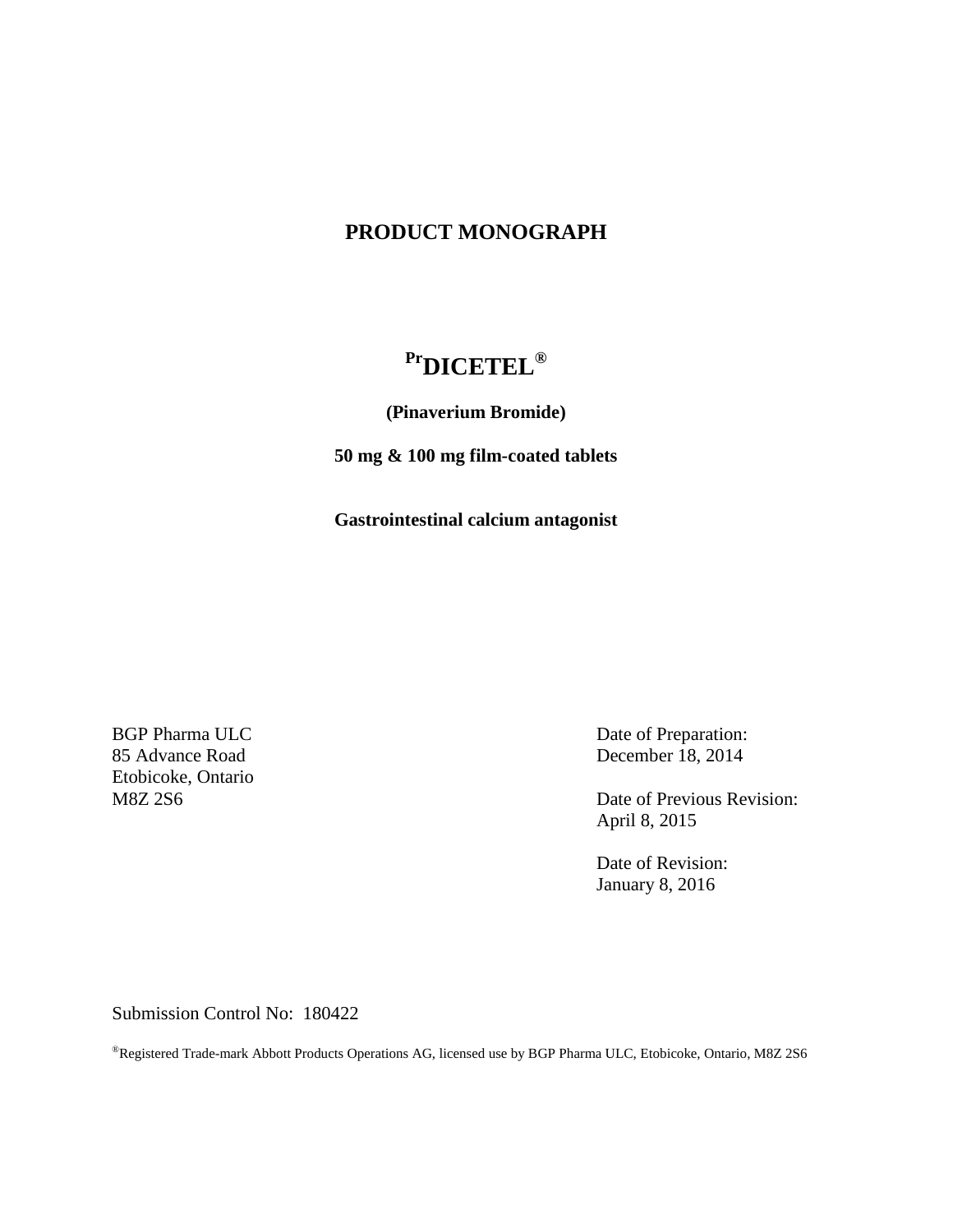# PRODUCT MONOGRAPH

## [Pr]DICETEL®

**(Pinaverium Bromide)**

**50 mg & 100 mg film-coated tablets**

**Gastrointestinal calcium antagonist**

BGP Pharma ULC
85 Advance Road
Etobicoke, Ontario
M8Z 2S6

Date of Preparation:
December 18, 2014

Date of Previous Revision:
April 8, 2015

Date of Revision:
January 8, 2016

Submission Control No: 180422

®Registered Trade-mark Abbott Products Operations AG, licensed use by BGP Pharma ULC, Etobicoke, Ontario, M8Z 2S6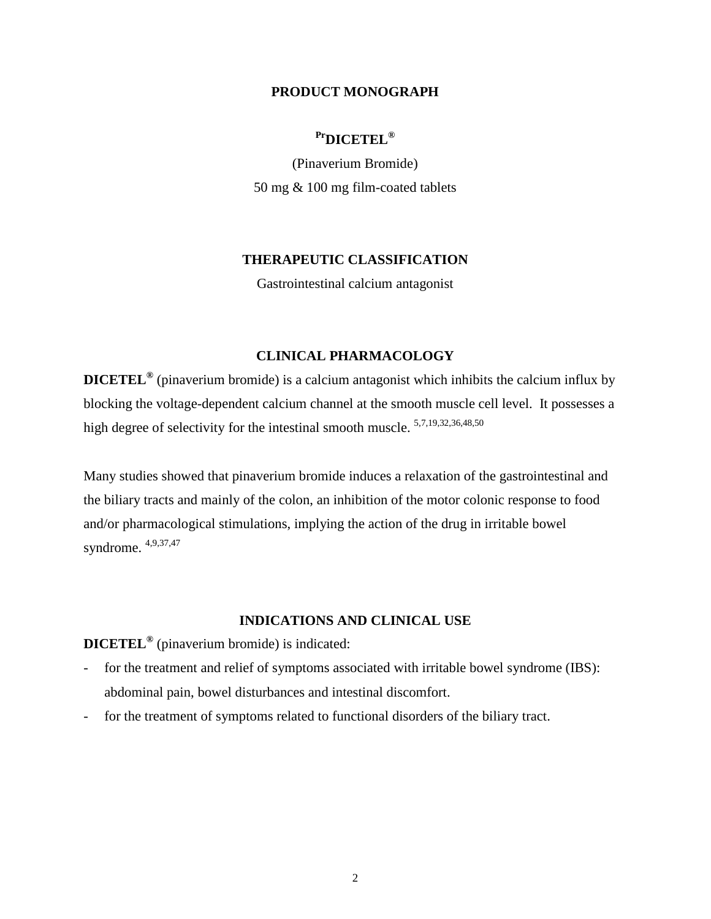# PRODUCT MONOGRAPH

## PrDICETEL®

(Pinaverium Bromide)

50 mg & 100 mg film-coated tablets

## THERAPEUTIC CLASSIFICATION

Gastrointestinal calcium antagonist

## CLINICAL PHARMACOLOGY

**DICETEL®** (pinaverium bromide) is a calcium antagonist which inhibits the calcium influx by blocking the voltage-dependent calcium channel at the smooth muscle cell level. It possesses a high degree of selectivity for the intestinal smooth muscle. [5,7,19,32,36,48,50]

Many studies showed that pinaverium bromide induces a relaxation of the gastrointestinal and the biliary tracts and mainly of the colon, an inhibition of the motor colonic response to food and/or pharmacological stimulations, implying the action of the drug in irritable bowel syndrome. [4,9,37,47]

## INDICATIONS AND CLINICAL USE

**DICETEL®** (pinaverium bromide) is indicated:

- for the treatment and relief of symptoms associated with irritable bowel syndrome (IBS): abdominal pain, bowel disturbances and intestinal discomfort.
- for the treatment of symptoms related to functional disorders of the biliary tract.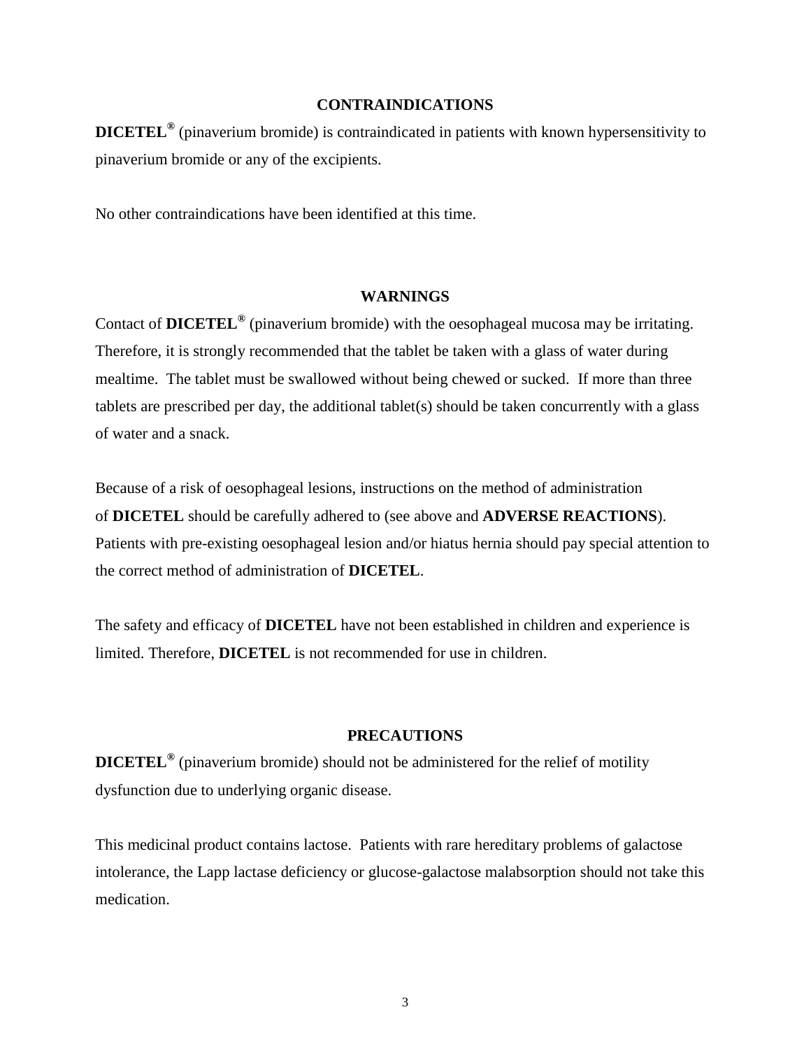## CONTRAINDICATIONS

**DICETEL®** (pinaverium bromide) is contraindicated in patients with known hypersensitivity to pinaverium bromide or any of the excipients.

No other contraindications have been identified at this time.

## WARNINGS

Contact of **DICETEL®** (pinaverium bromide) with the oesophageal mucosa may be irritating. Therefore, it is strongly recommended that the tablet be taken with a glass of water during mealtime. The tablet must be swallowed without being chewed or sucked. If more than three tablets are prescribed per day, the additional tablet(s) should be taken concurrently with a glass of water and a snack.

Because of a risk of oesophageal lesions, instructions on the method of administration of **DICETEL** should be carefully adhered to (see above and **ADVERSE REACTIONS**). Patients with pre-existing oesophageal lesion and/or hiatus hernia should pay special attention to the correct method of administration of **DICETEL**.

The safety and efficacy of **DICETEL** have not been established in children and experience is limited. Therefore, **DICETEL** is not recommended for use in children.

## PRECAUTIONS

**DICETEL®** (pinaverium bromide) should not be administered for the relief of motility dysfunction due to underlying organic disease.

This medicinal product contains lactose. Patients with rare hereditary problems of galactose intolerance, the Lapp lactase deficiency or glucose-galactose malabsorption should not take this medication.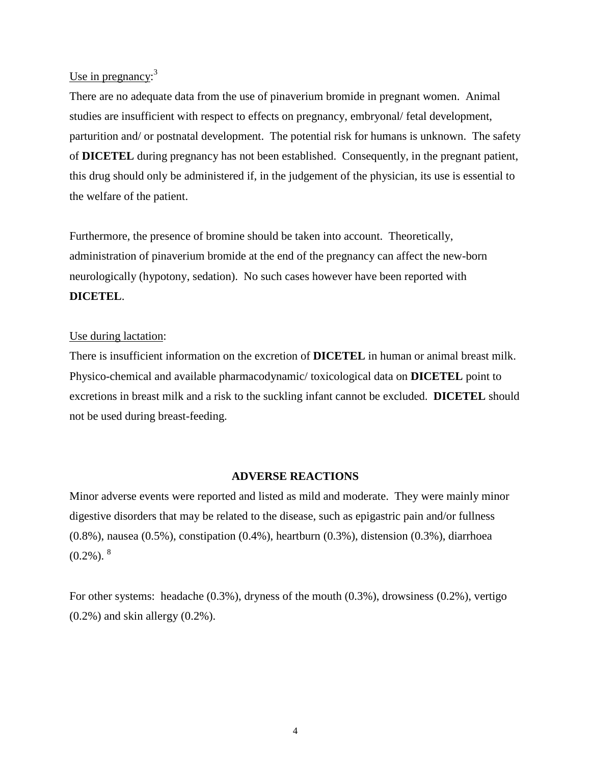Use in pregnancy:[3]

There are no adequate data from the use of pinaverium bromide in pregnant women. Animal studies are insufficient with respect to effects on pregnancy, embryonal/ fetal development, parturition and/ or postnatal development. The potential risk for humans is unknown. The safety of **DICETEL** during pregnancy has not been established. Consequently, in the pregnant patient, this drug should only be administered if, in the judgement of the physician, its use is essential to the welfare of the patient.

Furthermore, the presence of bromine should be taken into account. Theoretically, administration of pinaverium bromide at the end of the pregnancy can affect the new-born neurologically (hypotony, sedation). No such cases however have been reported with **DICETEL**.

Use during lactation:

There is insufficient information on the excretion of **DICETEL** in human or animal breast milk. Physico-chemical and available pharmacodynamic/ toxicological data on **DICETEL** point to excretions in breast milk and a risk to the suckling infant cannot be excluded. **DICETEL** should not be used during breast-feeding.

## ADVERSE REACTIONS

Minor adverse events were reported and listed as mild and moderate. They were mainly minor digestive disorders that may be related to the disease, such as epigastric pain and/or fullness (0.8%), nausea (0.5%), constipation (0.4%), heartburn (0.3%), distension (0.3%), diarrhoea (0.2%).[8]

For other systems: headache (0.3%), dryness of the mouth (0.3%), drowsiness (0.2%), vertigo (0.2%) and skin allergy (0.2%).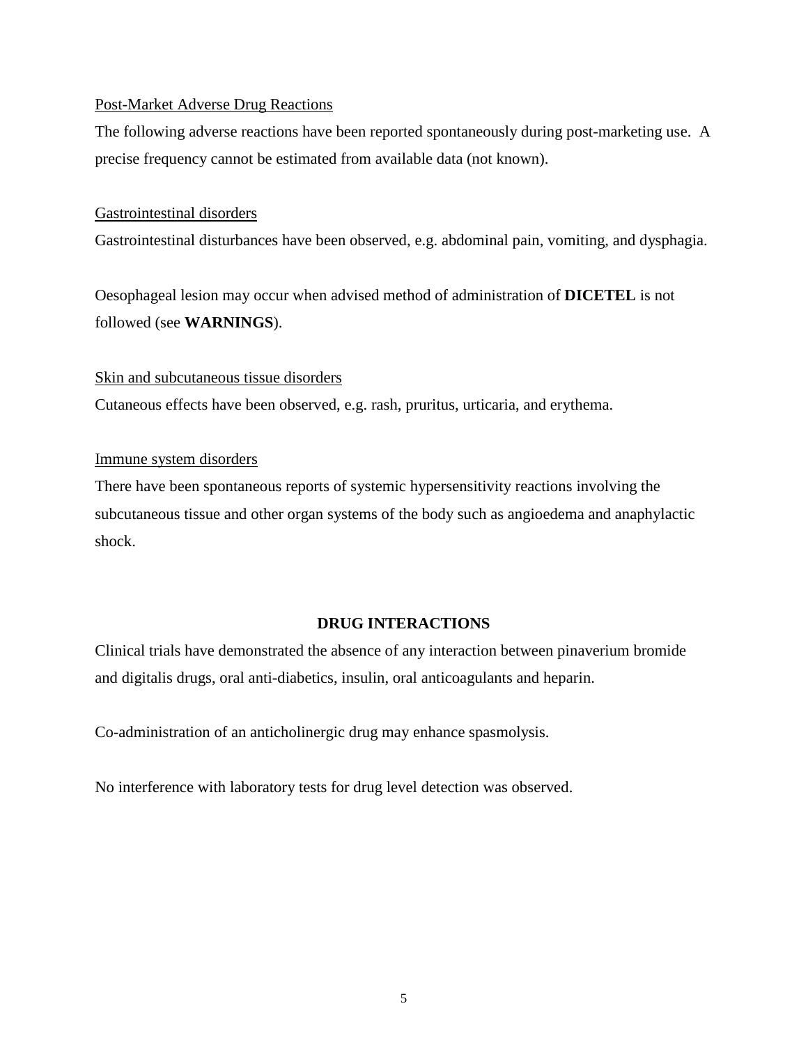Post-Market Adverse Drug Reactions

The following adverse reactions have been reported spontaneously during post-marketing use. A precise frequency cannot be estimated from available data (not known).

Gastrointestinal disorders

Gastrointestinal disturbances have been observed, e.g. abdominal pain, vomiting, and dysphagia.

Oesophageal lesion may occur when advised method of administration of **DICETEL** is not followed (see **WARNINGS**).

Skin and subcutaneous tissue disorders

Cutaneous effects have been observed, e.g. rash, pruritus, urticaria, and erythema.

Immune system disorders

There have been spontaneous reports of systemic hypersensitivity reactions involving the subcutaneous tissue and other organ systems of the body such as angioedema and anaphylactic shock.

## DRUG INTERACTIONS

Clinical trials have demonstrated the absence of any interaction between pinaverium bromide and digitalis drugs, oral anti-diabetics, insulin, oral anticoagulants and heparin.

Co-administration of an anticholinergic drug may enhance spasmolysis.

No interference with laboratory tests for drug level detection was observed.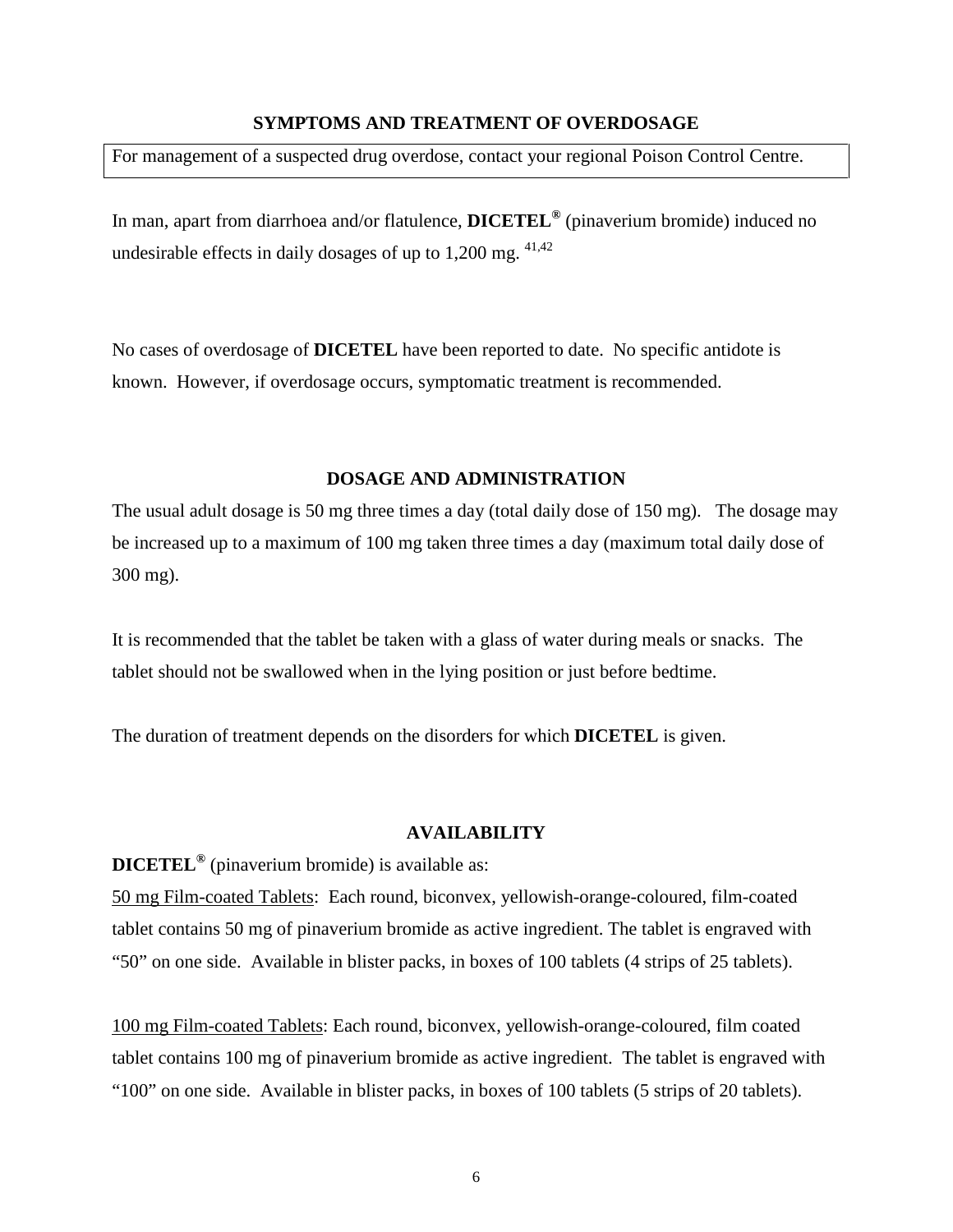## SYMPTOMS AND TREATMENT OF OVERDOSAGE

For management of a suspected drug overdose, contact your regional Poison Control Centre.

In man, apart from diarrhoea and/or flatulence, **DICETEL®** (pinaverium bromide) induced no undesirable effects in daily dosages of up to 1,200 mg. [41,42]

No cases of overdosage of **DICETEL** have been reported to date. No specific antidote is known. However, if overdosage occurs, symptomatic treatment is recommended.

## DOSAGE AND ADMINISTRATION

The usual adult dosage is 50 mg three times a day (total daily dose of 150 mg). The dosage may be increased up to a maximum of 100 mg taken three times a day (maximum total daily dose of 300 mg).

It is recommended that the tablet be taken with a glass of water during meals or snacks. The tablet should not be swallowed when in the lying position or just before bedtime.

The duration of treatment depends on the disorders for which **DICETEL** is given.

## AVAILABILITY

**DICETEL®** (pinaverium bromide) is available as:

50 mg Film-coated Tablets: Each round, biconvex, yellowish-orange-coloured, film-coated tablet contains 50 mg of pinaverium bromide as active ingredient. The tablet is engraved with "50" on one side. Available in blister packs, in boxes of 100 tablets (4 strips of 25 tablets).

100 mg Film-coated Tablets: Each round, biconvex, yellowish-orange-coloured, film coated tablet contains 100 mg of pinaverium bromide as active ingredient. The tablet is engraved with "100" on one side. Available in blister packs, in boxes of 100 tablets (5 strips of 20 tablets).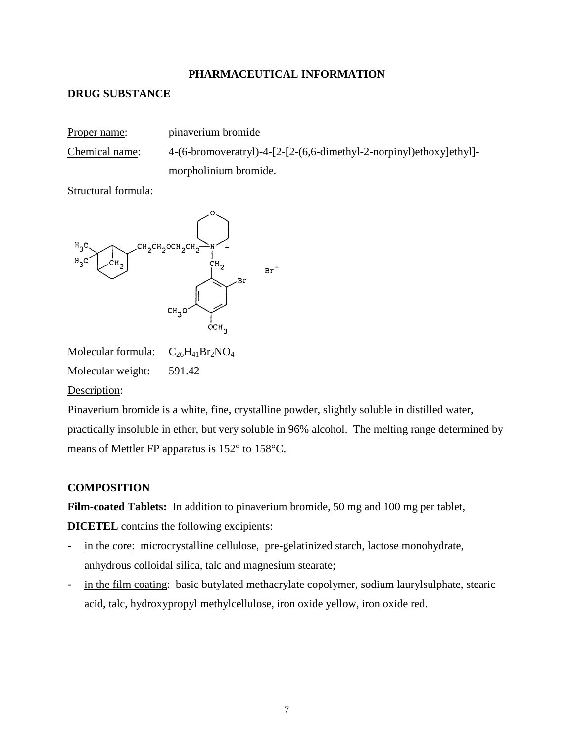## PHARMACEUTICAL INFORMATION

### DRUG SUBSTANCE

Proper name: pinaverium bromide

Chemical name: 4-(6-bromoveratryl)-4-[2-[2-(6,6-dimethyl-2-norpinyl)ethoxy]ethyl]-morpholinium bromide.

Structural formula:

Molecular formula: $C_{26}H_{41}Br_2NO_4$

Molecular weight: 591.42

Description:

Pinaverium bromide is a white, fine, crystalline powder, slightly soluble in distilled water, practically insoluble in ether, but very soluble in 96% alcohol. The melting range determined by means of Mettler FP apparatus is 152° to 158°C.

### COMPOSITION

**Film-coated Tablets:** In addition to pinaverium bromide, 50 mg and 100 mg per tablet, **DICETEL** contains the following excipients:

- in the core: microcrystalline cellulose, pre-gelatinized starch, lactose monohydrate, anhydrous colloidal silica, talc and magnesium stearate;
- in the film coating: basic butylated methacrylate copolymer, sodium laurylsulphate, stearic acid, talc, hydroxypropyl methylcellulose, iron oxide yellow, iron oxide red.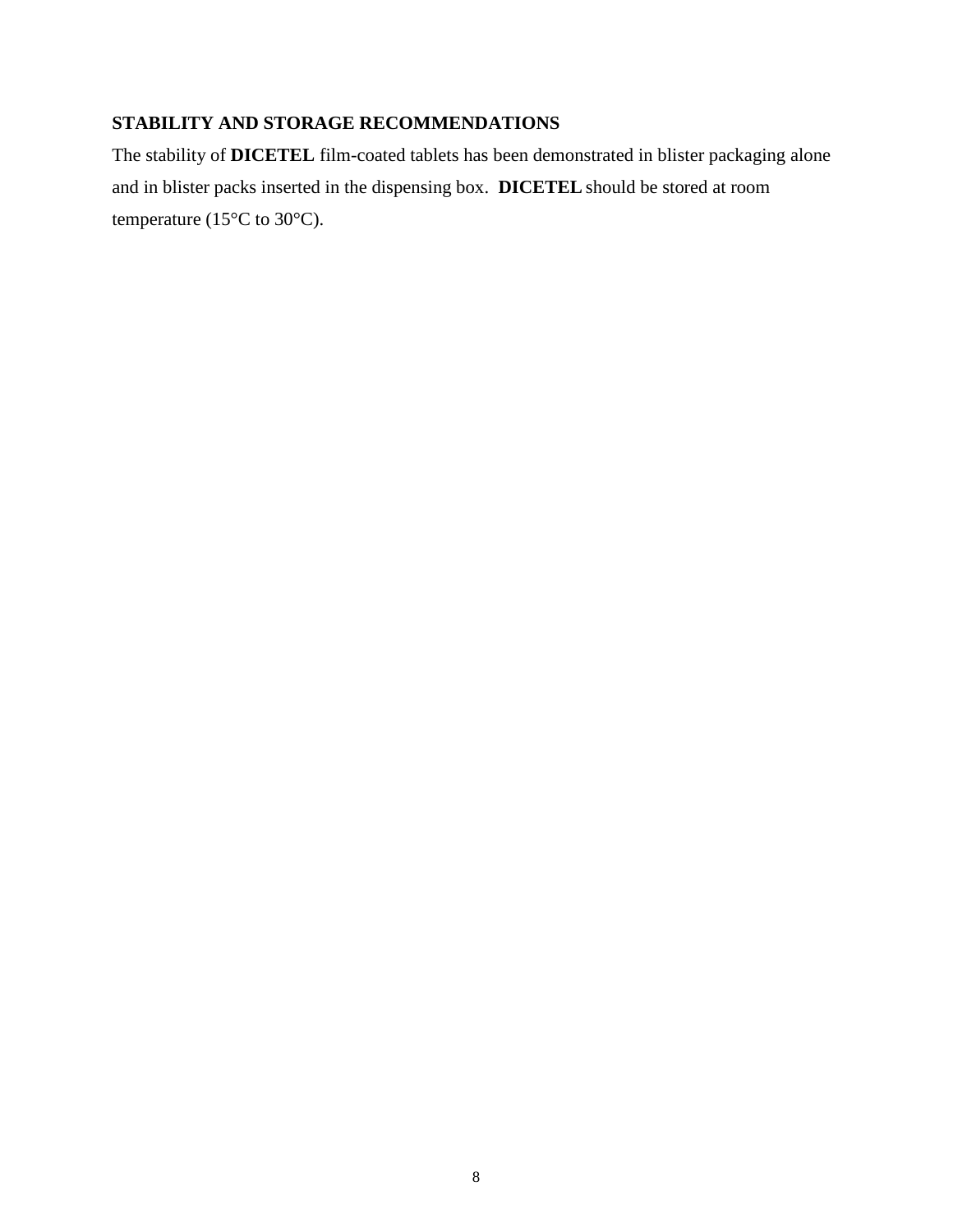**STABILITY AND STORAGE RECOMMENDATIONS**

The stability of **DICETEL** film-coated tablets has been demonstrated in blister packaging alone and in blister packs inserted in the dispensing box. **DICETEL** should be stored at room temperature (15°C to 30°C).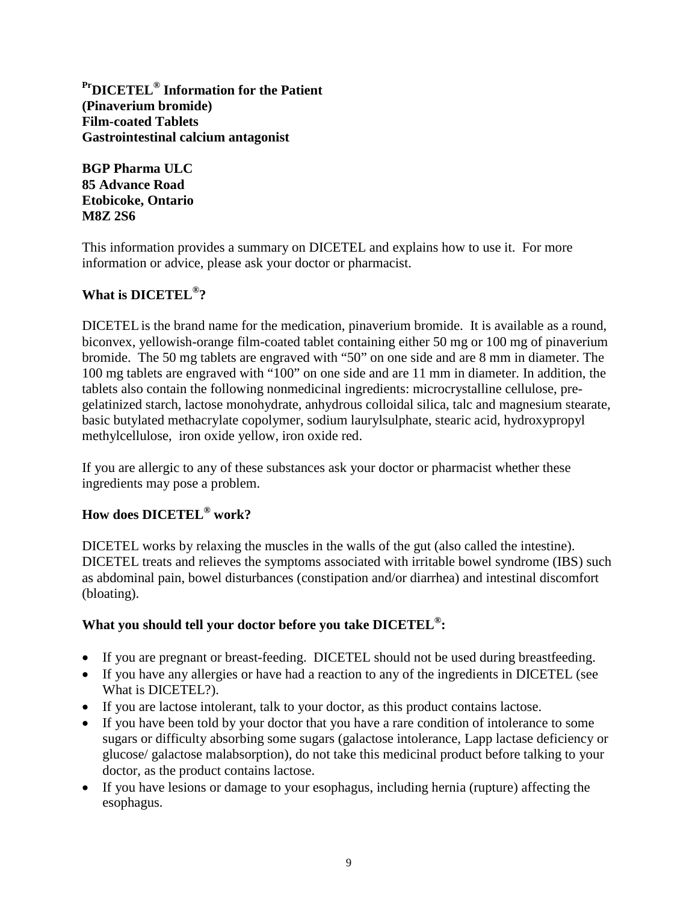**[Pr]DICETEL® Information for the Patient**
**(Pinaverium bromide)**
**Film-coated Tablets**
**Gastrointestinal calcium antagonist**

**BGP Pharma ULC**
**85 Advance Road**
**Etobicoke, Ontario**
**M8Z 2S6**

This information provides a summary on DICETEL and explains how to use it. For more information or advice, please ask your doctor or pharmacist.

## What is DICETEL®?

DICETEL is the brand name for the medication, pinaverium bromide. It is available as a round, biconvex, yellowish-orange film-coated tablet containing either 50 mg or 100 mg of pinaverium bromide. The 50 mg tablets are engraved with "50" on one side and are 8 mm in diameter. The 100 mg tablets are engraved with "100" on one side and are 11 mm in diameter. In addition, the tablets also contain the following nonmedicinal ingredients: microcrystalline cellulose, pre-gelatinized starch, lactose monohydrate, anhydrous colloidal silica, talc and magnesium stearate, basic butylated methacrylate copolymer, sodium laurylsulphate, stearic acid, hydroxypropyl methylcellulose, iron oxide yellow, iron oxide red.

If you are allergic to any of these substances ask your doctor or pharmacist whether these ingredients may pose a problem.

## How does DICETEL® work?

DICETEL works by relaxing the muscles in the walls of the gut (also called the intestine). DICETEL treats and relieves the symptoms associated with irritable bowel syndrome (IBS) such as abdominal pain, bowel disturbances (constipation and/or diarrhea) and intestinal discomfort (bloating).

## What you should tell your doctor before you take DICETEL®:

- If you are pregnant or breast-feeding. DICETEL should not be used during breastfeeding.
- If you have any allergies or have had a reaction to any of the ingredients in DICETEL (see What is DICETEL?).
- If you are lactose intolerant, talk to your doctor, as this product contains lactose.
- If you have been told by your doctor that you have a rare condition of intolerance to some sugars or difficulty absorbing some sugars (galactose intolerance, Lapp lactase deficiency or glucose/ galactose malabsorption), do not take this medicinal product before talking to your doctor, as the product contains lactose.
- If you have lesions or damage to your esophagus, including hernia (rupture) affecting the esophagus.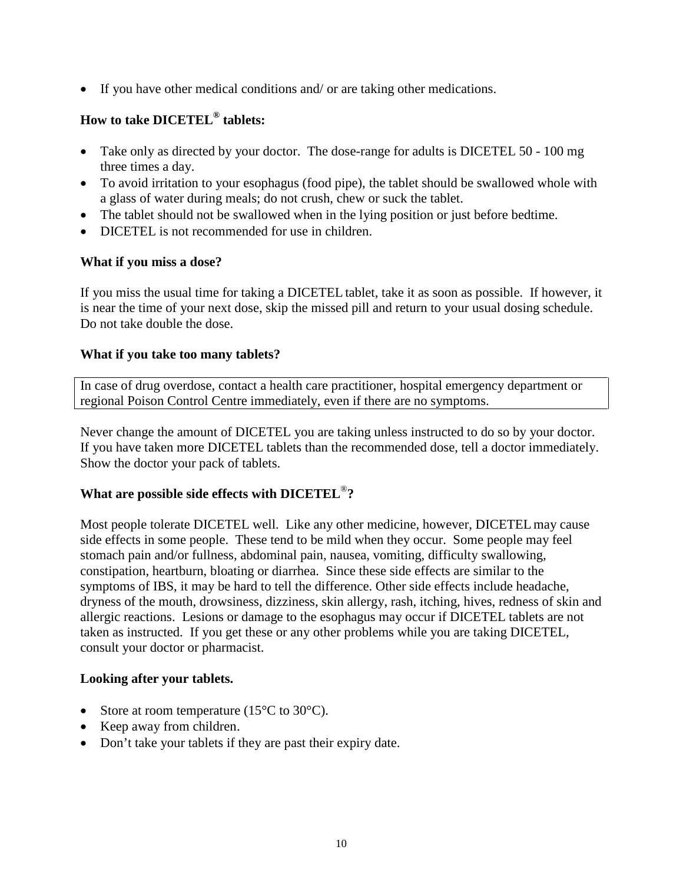- If you have other medical conditions and/ or are taking other medications.

**How to take DICETEL® tablets:**

- Take only as directed by your doctor. The dose-range for adults is DICETEL 50 - 100 mg three times a day.
- To avoid irritation to your esophagus (food pipe), the tablet should be swallowed whole with a glass of water during meals; do not crush, chew or suck the tablet.
- The tablet should not be swallowed when in the lying position or just before bedtime.
- DICETEL is not recommended for use in children.

**What if you miss a dose?**

If you miss the usual time for taking a DICETEL tablet, take it as soon as possible. If however, it is near the time of your next dose, skip the missed pill and return to your usual dosing schedule. Do not take double the dose.

**What if you take too many tablets?**

| In case of drug overdose, contact a health care practitioner, hospital emergency department or regional Poison Control Centre immediately, even if there are no symptoms. |
| --- |

Never change the amount of DICETEL you are taking unless instructed to do so by your doctor. If you have taken more DICETEL tablets than the recommended dose, tell a doctor immediately. Show the doctor your pack of tablets.

**What are possible side effects with DICETEL®?**

Most people tolerate DICETEL well. Like any other medicine, however, DICETEL may cause side effects in some people. These tend to be mild when they occur. Some people may feel stomach pain and/or fullness, abdominal pain, nausea, vomiting, difficulty swallowing, constipation, heartburn, bloating or diarrhea. Since these side effects are similar to the symptoms of IBS, it may be hard to tell the difference. Other side effects include headache, dryness of the mouth, drowsiness, dizziness, skin allergy, rash, itching, hives, redness of skin and allergic reactions. Lesions or damage to the esophagus may occur if DICETEL tablets are not taken as instructed. If you get these or any other problems while you are taking DICETEL, consult your doctor or pharmacist.

**Looking after your tablets.**

- Store at room temperature (15°C to 30°C).
- Keep away from children.
- Don't take your tablets if they are past their expiry date.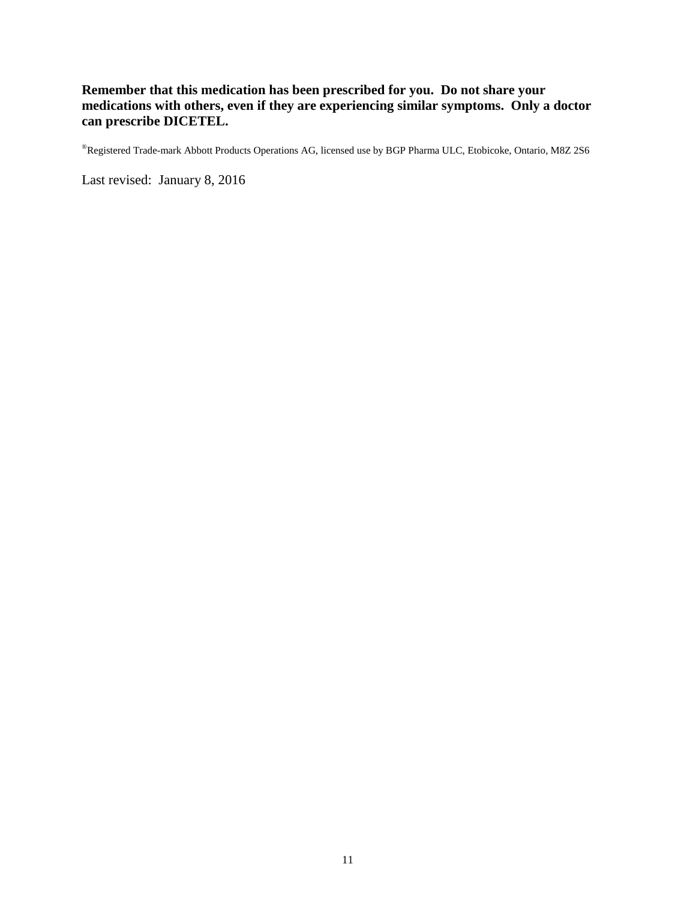**Remember that this medication has been prescribed for you. Do not share your medications with others, even if they are experiencing similar symptoms. Only a doctor can prescribe DICETEL.**

®Registered Trade-mark Abbott Products Operations AG, licensed use by BGP Pharma ULC, Etobicoke, Ontario, M8Z 2S6

Last revised: January 8, 2016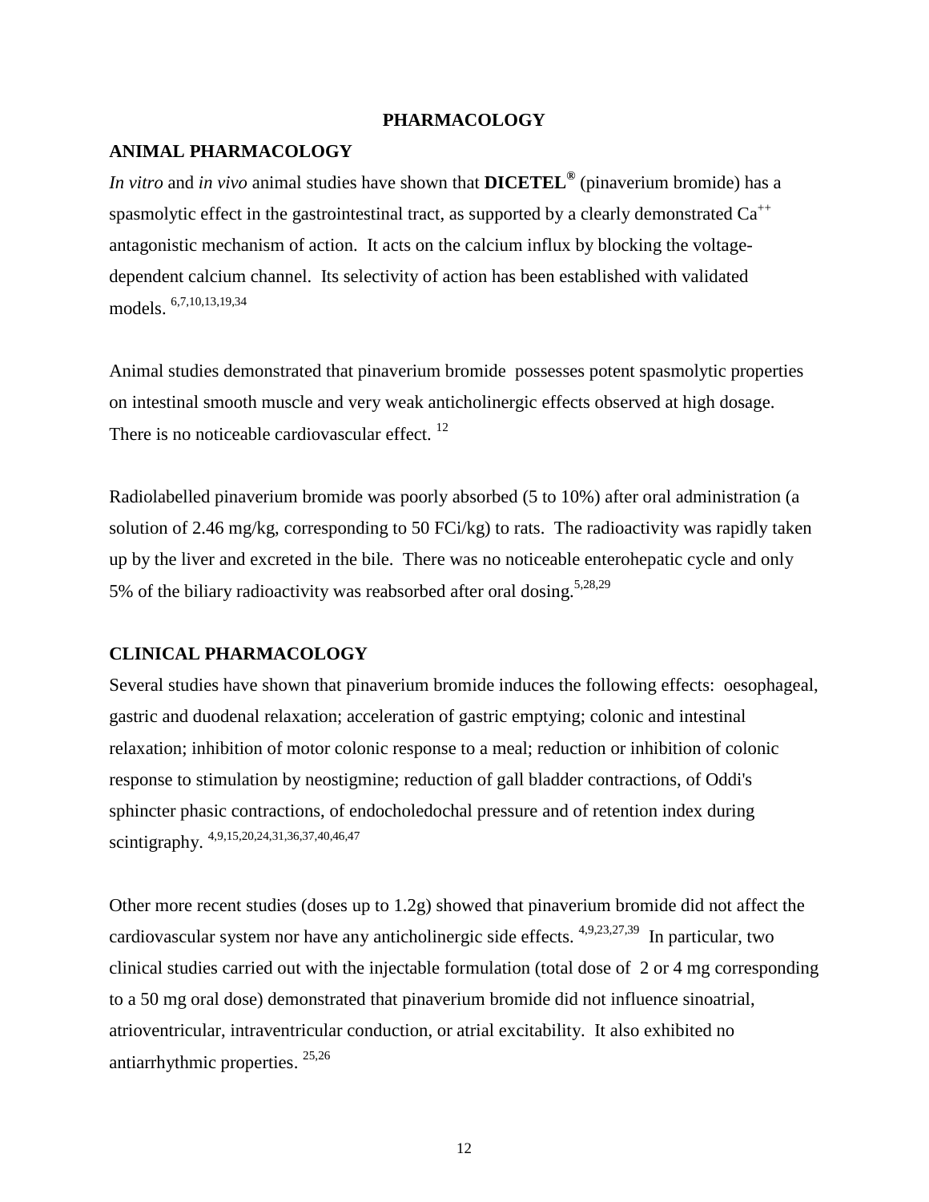# PHARMACOLOGY

## ANIMAL PHARMACOLOGY

*In vitro* and *in vivo* animal studies have shown that **DICETEL®** (pinaverium bromide) has a spasmolytic effect in the gastrointestinal tract, as supported by a clearly demonstrated $Ca^{++}$ antagonistic mechanism of action. It acts on the calcium influx by blocking the voltage-dependent calcium channel. Its selectivity of action has been established with validated models. [6,7,10,13,19,34]

Animal studies demonstrated that pinaverium bromide possesses potent spasmolytic properties on intestinal smooth muscle and very weak anticholinergic effects observed at high dosage. There is no noticeable cardiovascular effect. [12]

Radiolabelled pinaverium bromide was poorly absorbed (5 to 10%) after oral administration (a solution of 2.46 mg/kg, corresponding to 50 FCi/kg) to rats. The radioactivity was rapidly taken up by the liver and excreted in the bile. There was no noticeable enterohepatic cycle and only 5% of the biliary radioactivity was reabsorbed after oral dosing.[5,28,29]

## CLINICAL PHARMACOLOGY

Several studies have shown that pinaverium bromide induces the following effects: oesophageal, gastric and duodenal relaxation; acceleration of gastric emptying; colonic and intestinal relaxation; inhibition of motor colonic response to a meal; reduction or inhibition of colonic response to stimulation by neostigmine; reduction of gall bladder contractions, of Oddi's sphincter phasic contractions, of endocholedochal pressure and of retention index during scintigraphy. [4,9,15,20,24,31,36,37,40,46,47]

Other more recent studies (doses up to 1.2g) showed that pinaverium bromide did not affect the cardiovascular system nor have any anticholinergic side effects. [4,9,23,27,39] In particular, two clinical studies carried out with the injectable formulation (total dose of 2 or 4 mg corresponding to a 50 mg oral dose) demonstrated that pinaverium bromide did not influence sinoatrial, atrioventricular, intraventricular conduction, or atrial excitability. It also exhibited no antiarrhythmic properties. [25,26]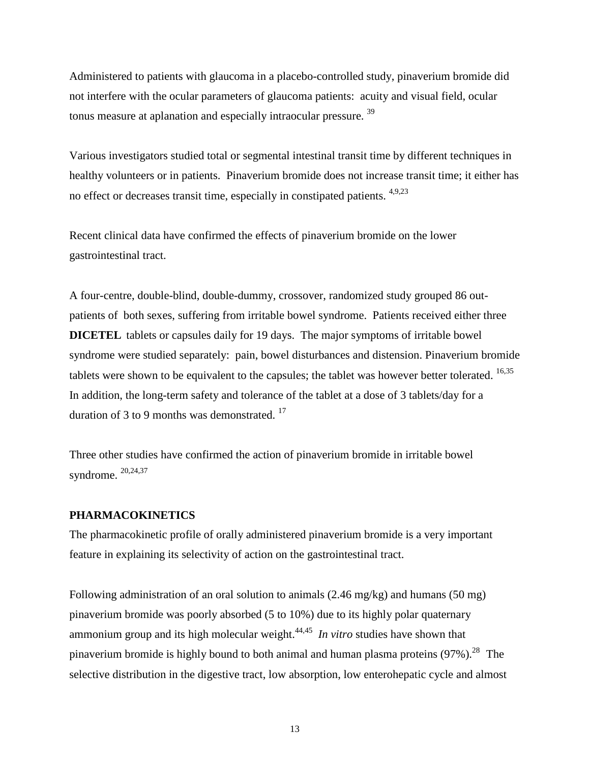Administered to patients with glaucoma in a placebo-controlled study, pinaverium bromide did not interfere with the ocular parameters of glaucoma patients: acuity and visual field, ocular tonus measure at aplanation and especially intraocular pressure. [39]

Various investigators studied total or segmental intestinal transit time by different techniques in healthy volunteers or in patients. Pinaverium bromide does not increase transit time; it either has no effect or decreases transit time, especially in constipated patients. [4,9,23]

Recent clinical data have confirmed the effects of pinaverium bromide on the lower gastrointestinal tract.

A four-centre, double-blind, double-dummy, crossover, randomized study grouped 86 out-patients of both sexes, suffering from irritable bowel syndrome. Patients received either three **DICETEL** tablets or capsules daily for 19 days. The major symptoms of irritable bowel syndrome were studied separately: pain, bowel disturbances and distension. Pinaverium bromide tablets were shown to be equivalent to the capsules; the tablet was however better tolerated. [16,35] In addition, the long-term safety and tolerance of the tablet at a dose of 3 tablets/day for a duration of 3 to 9 months was demonstrated. [17]

Three other studies have confirmed the action of pinaverium bromide in irritable bowel syndrome. [20,24,37]

**PHARMACOKINETICS**

The pharmacokinetic profile of orally administered pinaverium bromide is a very important feature in explaining its selectivity of action on the gastrointestinal tract.

Following administration of an oral solution to animals (2.46 mg/kg) and humans (50 mg) pinaverium bromide was poorly absorbed (5 to 10%) due to its highly polar quaternary ammonium group and its high molecular weight.[44,45] *In vitro* studies have shown that pinaverium bromide is highly bound to both animal and human plasma proteins (97%).[28] The selective distribution in the digestive tract, low absorption, low enterohepatic cycle and almost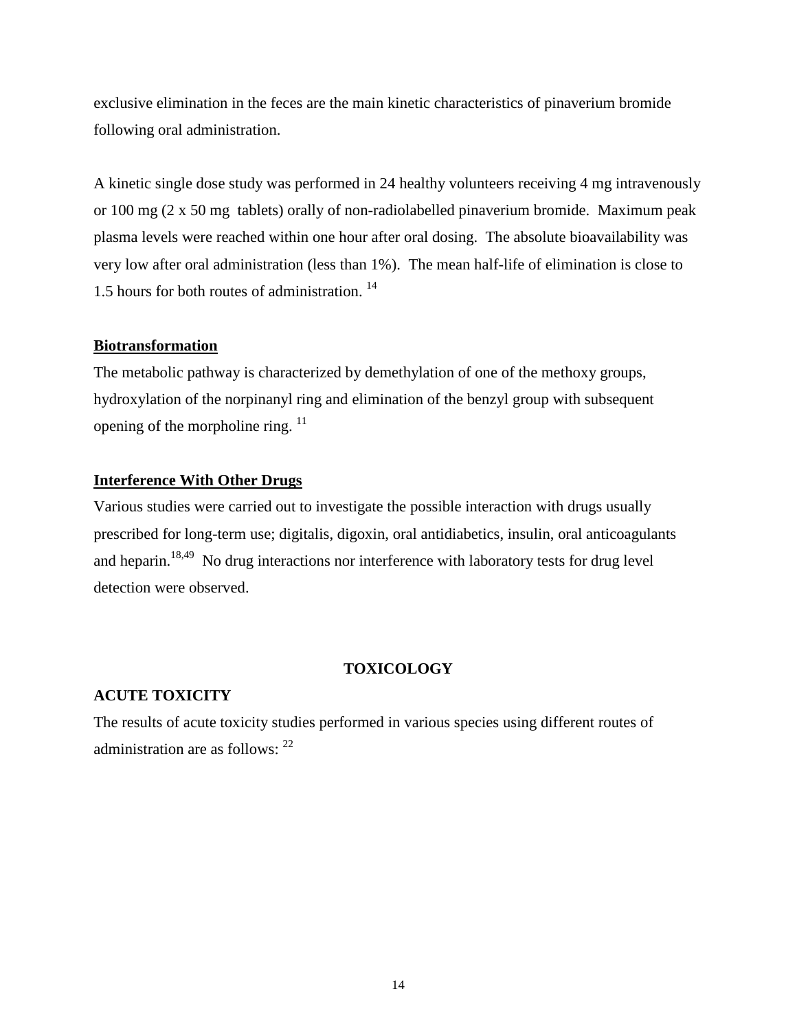exclusive elimination in the feces are the main kinetic characteristics of pinaverium bromide following oral administration.

A kinetic single dose study was performed in 24 healthy volunteers receiving 4 mg intravenously or 100 mg (2 x 50 mg tablets) orally of non-radiolabelled pinaverium bromide. Maximum peak plasma levels were reached within one hour after oral dosing. The absolute bioavailability was very low after oral administration (less than 1%). The mean half-life of elimination is close to 1.5 hours for both routes of administration. [14]

**Biotransformation**

The metabolic pathway is characterized by demethylation of one of the methoxy groups, hydroxylation of the norpinanyl ring and elimination of the benzyl group with subsequent opening of the morpholine ring. [11]

**Interference With Other Drugs**

Various studies were carried out to investigate the possible interaction with drugs usually prescribed for long-term use; digitalis, digoxin, oral antidiabetics, insulin, oral anticoagulants and heparin.[18,49] No drug interactions nor interference with laboratory tests for drug level detection were observed.

## TOXICOLOGY

### ACUTE TOXICITY

The results of acute toxicity studies performed in various species using different routes of administration are as follows: [22]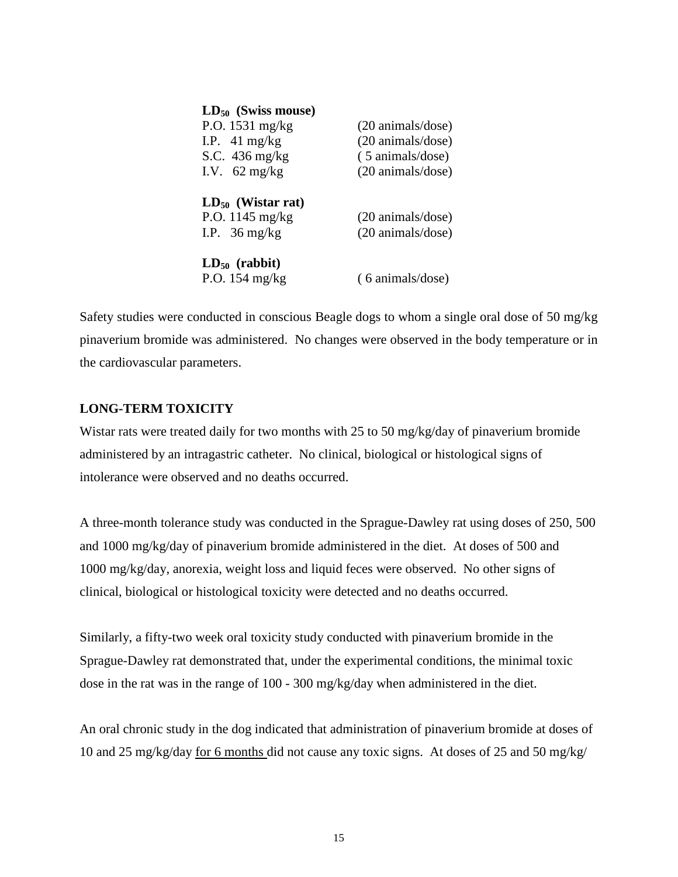**$LD_{50}$ (Swiss mouse)**

| | |
|---|---|
| P.O. 1531 mg/kg | (20 animals/dose) |
| I.P. 41 mg/kg | (20 animals/dose) |
| S.C. 436 mg/kg | ( 5 animals/dose) |
| I.V. 62 mg/kg | (20 animals/dose) |

**$LD_{50}$ (Wistar rat)**

| | |
|---|---|
| P.O. 1145 mg/kg | (20 animals/dose) |
| I.P. 36 mg/kg | (20 animals/dose) |

**$LD_{50}$ (rabbit)**

| | |
|---|---|
| P.O. 154 mg/kg | ( 6 animals/dose) |

Safety studies were conducted in conscious Beagle dogs to whom a single oral dose of 50 mg/kg pinaverium bromide was administered. No changes were observed in the body temperature or in the cardiovascular parameters.

**LONG-TERM TOXICITY**

Wistar rats were treated daily for two months with 25 to 50 mg/kg/day of pinaverium bromide administered by an intragastric catheter. No clinical, biological or histological signs of intolerance were observed and no deaths occurred.

A three-month tolerance study was conducted in the Sprague-Dawley rat using doses of 250, 500 and 1000 mg/kg/day of pinaverium bromide administered in the diet. At doses of 500 and 1000 mg/kg/day, anorexia, weight loss and liquid feces were observed. No other signs of clinical, biological or histological toxicity were detected and no deaths occurred.

Similarly, a fifty-two week oral toxicity study conducted with pinaverium bromide in the Sprague-Dawley rat demonstrated that, under the experimental conditions, the minimal toxic dose in the rat was in the range of 100 - 300 mg/kg/day when administered in the diet.

An oral chronic study in the dog indicated that administration of pinaverium bromide at doses of 10 and 25 mg/kg/day for 6 months did not cause any toxic signs. At doses of 25 and 50 mg/kg/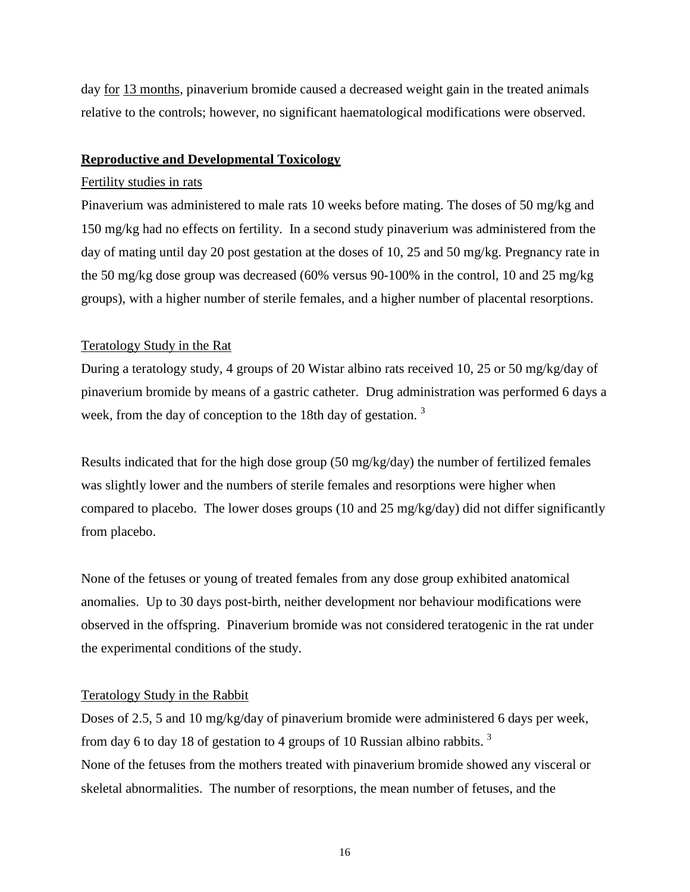day for 13 months, pinaverium bromide caused a decreased weight gain in the treated animals relative to the controls; however, no significant haematological modifications were observed.

## Reproductive and Developmental Toxicology

### Fertility studies in rats

Pinaverium was administered to male rats 10 weeks before mating. The doses of 50 mg/kg and 150 mg/kg had no effects on fertility. In a second study pinaverium was administered from the day of mating until day 20 post gestation at the doses of 10, 25 and 50 mg/kg. Pregnancy rate in the 50 mg/kg dose group was decreased (60% versus 90-100% in the control, 10 and 25 mg/kg groups), with a higher number of sterile females, and a higher number of placental resorptions.

### Teratology Study in the Rat

During a teratology study, 4 groups of 20 Wistar albino rats received 10, 25 or 50 mg/kg/day of pinaverium bromide by means of a gastric catheter. Drug administration was performed 6 days a week, from the day of conception to the 18th day of gestation. [3]

Results indicated that for the high dose group (50 mg/kg/day) the number of fertilized females was slightly lower and the numbers of sterile females and resorptions were higher when compared to placebo. The lower doses groups (10 and 25 mg/kg/day) did not differ significantly from placebo.

None of the fetuses or young of treated females from any dose group exhibited anatomical anomalies. Up to 30 days post-birth, neither development nor behaviour modifications were observed in the offspring. Pinaverium bromide was not considered teratogenic in the rat under the experimental conditions of the study.

### Teratology Study in the Rabbit

Doses of 2.5, 5 and 10 mg/kg/day of pinaverium bromide were administered 6 days per week, from day 6 to day 18 of gestation to 4 groups of 10 Russian albino rabbits. [3]

None of the fetuses from the mothers treated with pinaverium bromide showed any visceral or skeletal abnormalities. The number of resorptions, the mean number of fetuses, and the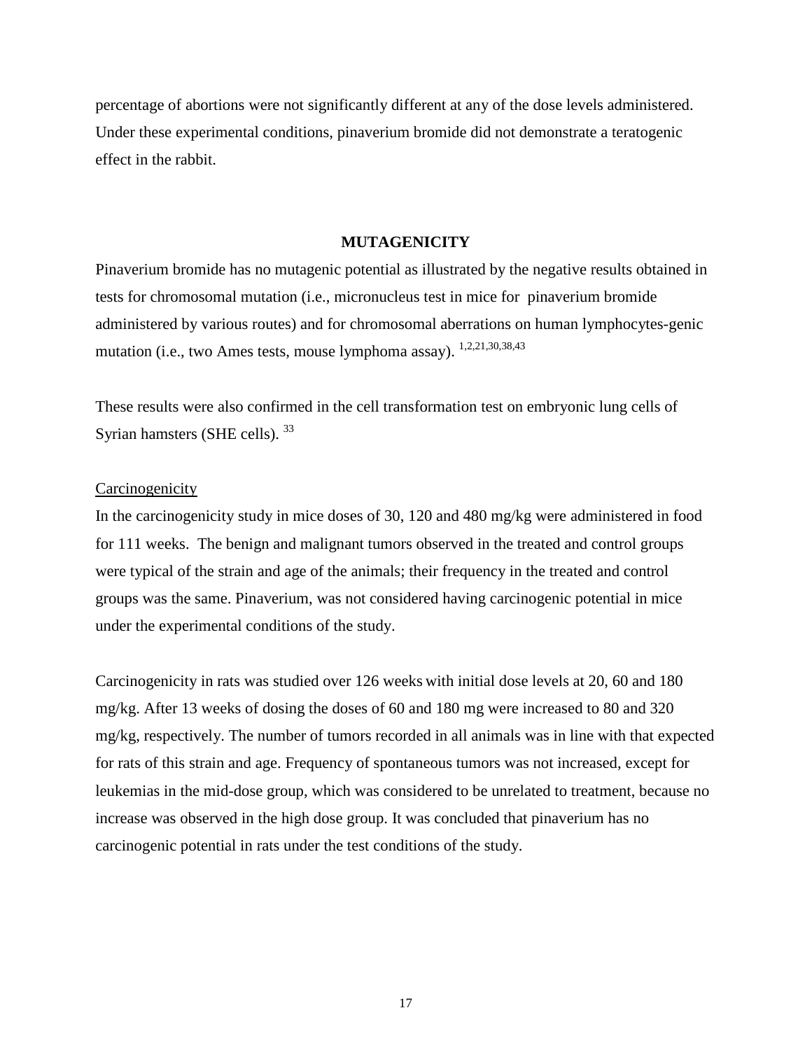percentage of abortions were not significantly different at any of the dose levels administered. Under these experimental conditions, pinaverium bromide did not demonstrate a teratogenic effect in the rabbit.

## MUTAGENICITY

Pinaverium bromide has no mutagenic potential as illustrated by the negative results obtained in tests for chromosomal mutation (i.e., micronucleus test in mice for pinaverium bromide administered by various routes) and for chromosomal aberrations on human lymphocytes-genic mutation (i.e., two Ames tests, mouse lymphoma assay). [1,2,21,30,38,43]

These results were also confirmed in the cell transformation test on embryonic lung cells of Syrian hamsters (SHE cells). [33]

### Carcinogenicity

In the carcinogenicity study in mice doses of 30, 120 and 480 mg/kg were administered in food for 111 weeks. The benign and malignant tumors observed in the treated and control groups were typical of the strain and age of the animals; their frequency in the treated and control groups was the same. Pinaverium, was not considered having carcinogenic potential in mice under the experimental conditions of the study.

Carcinogenicity in rats was studied over 126 weeks with initial dose levels at 20, 60 and 180 mg/kg. After 13 weeks of dosing the doses of 60 and 180 mg were increased to 80 and 320 mg/kg, respectively. The number of tumors recorded in all animals was in line with that expected for rats of this strain and age. Frequency of spontaneous tumors was not increased, except for leukemias in the mid-dose group, which was considered to be unrelated to treatment, because no increase was observed in the high dose group. It was concluded that pinaverium has no carcinogenic potential in rats under the test conditions of the study.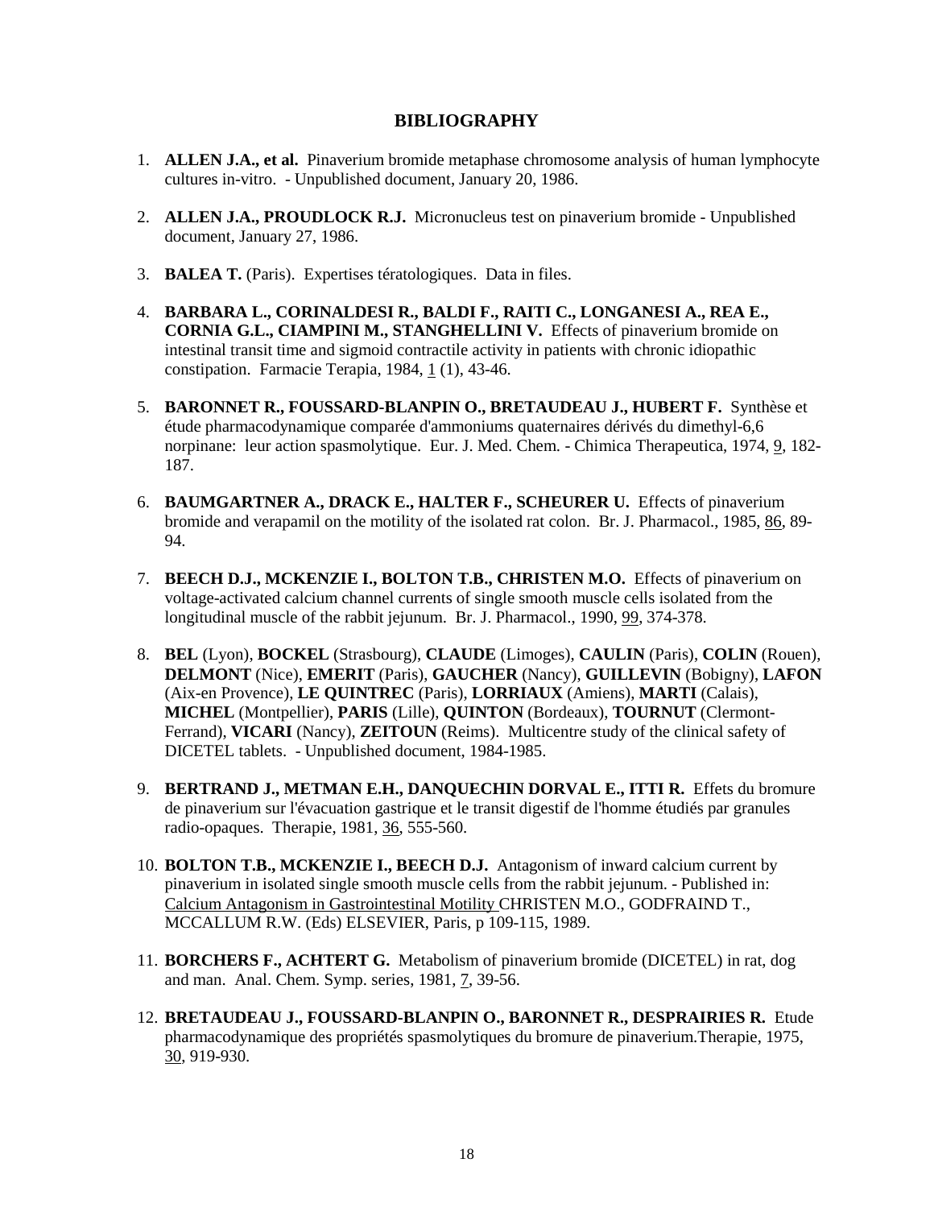## BIBLIOGRAPHY

1. **ALLEN J.A., et al.** Pinaverium bromide metaphase chromosome analysis of human lymphocyte cultures in-vitro. - Unpublished document, January 20, 1986.

2. **ALLEN J.A., PROUDLOCK R.J.** Micronucleus test on pinaverium bromide - Unpublished document, January 27, 1986.

3. **BALEA T.** (Paris). Expertises tératologiques. Data in files.

4. **BARBARA L., CORINALDESI R., BALDI F., RAITI C., LONGANESI A., REA E., CORNIA G.L., CIAMPINI M., STANGHELLINI V.** Effects of pinaverium bromide on intestinal transit time and sigmoid contractile activity in patients with chronic idiopathic constipation. Farmacie Terapia, 1984, 1 (1), 43-46.

5. **BARONNET R., FOUSSARD-BLANPIN O., BRETAUDEAU J., HUBERT F.** Synthèse et étude pharmacodynamique comparée d'ammoniums quaternaires dérivés du dimethyl-6,6 norpinane: leur action spasmolytique. Eur. J. Med. Chem. - Chimica Therapeutica, 1974, 9, 182-187.

6. **BAUMGARTNER A., DRACK E., HALTER F., SCHEURER U.** Effects of pinaverium bromide and verapamil on the motility of the isolated rat colon. Br. J. Pharmacol., 1985, 86, 89-94.

7. **BEECH D.J., MCKENZIE I., BOLTON T.B., CHRISTEN M.O.** Effects of pinaverium on voltage-activated calcium channel currents of single smooth muscle cells isolated from the longitudinal muscle of the rabbit jejunum. Br. J. Pharmacol., 1990, 99, 374-378.

8. **BEL** (Lyon), **BOCKEL** (Strasbourg), **CLAUDE** (Limoges), **CAULIN** (Paris), **COLIN** (Rouen), **DELMONT** (Nice), **EMERIT** (Paris), **GAUCHER** (Nancy), **GUILLEVIN** (Bobigny), **LAFON** (Aix-en Provence), **LE QUINTREC** (Paris), **LORRIAUX** (Amiens), **MARTI** (Calais), **MICHEL** (Montpellier), **PARIS** (Lille), **QUINTON** (Bordeaux), **TOURNUT** (Clermont-Ferrand), **VICARI** (Nancy), **ZEITOUN** (Reims). Multicentre study of the clinical safety of DICETEL tablets. - Unpublished document, 1984-1985.

9. **BERTRAND J., METMAN E.H., DANQUECHIN DORVAL E., ITTI R.** Effets du bromure de pinaverium sur l'évacuation gastrique et le transit digestif de l'homme étudiés par granules radio-opaques. Therapie, 1981, 36, 555-560.

10. **BOLTON T.B., MCKENZIE I., BEECH D.J.** Antagonism of inward calcium current by pinaverium in isolated single smooth muscle cells from the rabbit jejunum. - Published in: Calcium Antagonism in Gastrointestinal Motility CHRISTEN M.O., GODFRAIND T., MCCALLUM R.W. (Eds) ELSEVIER, Paris, p 109-115, 1989.

11. **BORCHERS F., ACHTERT G.** Metabolism of pinaverium bromide (DICETEL) in rat, dog and man. Anal. Chem. Symp. series, 1981, 7, 39-56.

12. **BRETAUDEAU J., FOUSSARD-BLANPIN O., BARONNET R., DESPRAIRIES R.** Etude pharmacodynamique des propriétés spasmolytiques du bromure de pinaverium.Therapie, 1975, 30, 919-930.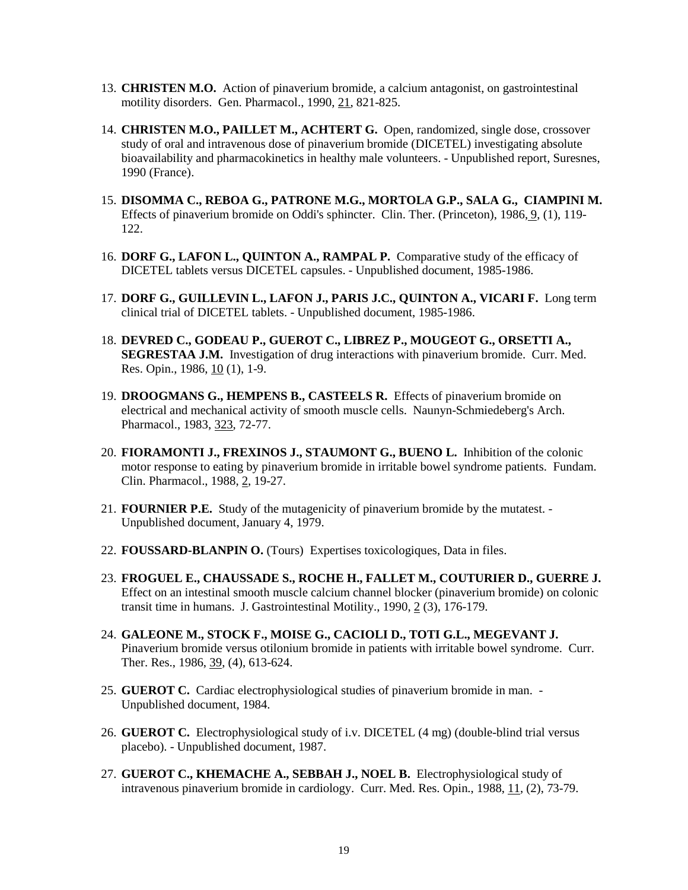13. **CHRISTEN M.O.** Action of pinaverium bromide, a calcium antagonist, on gastrointestinal motility disorders. Gen. Pharmacol., 1990, 21, 821-825.

14. **CHRISTEN M.O., PAILLET M., ACHTERT G.** Open, randomized, single dose, crossover study of oral and intravenous dose of pinaverium bromide (DICETEL) investigating absolute bioavailability and pharmacokinetics in healthy male volunteers. - Unpublished report, Suresnes, 1990 (France).

15. **DISOMMA C., REBOA G., PATRONE M.G., MORTOLA G.P., SALA G., CIAMPINI M.** Effects of pinaverium bromide on Oddi's sphincter. Clin. Ther. (Princeton), 1986, 9, (1), 119-122.

16. **DORF G., LAFON L., QUINTON A., RAMPAL P.** Comparative study of the efficacy of DICETEL tablets versus DICETEL capsules. - Unpublished document, 1985-1986.

17. **DORF G., GUILLEVIN L., LAFON J., PARIS J.C., QUINTON A., VICARI F.** Long term clinical trial of DICETEL tablets. - Unpublished document, 1985-1986.

18. **DEVRED C., GODEAU P., GUEROT C., LIBREZ P., MOUGEOT G., ORSETTI A., SEGRESTAA J.M.** Investigation of drug interactions with pinaverium bromide. Curr. Med. Res. Opin., 1986, 10 (1), 1-9.

19. **DROOGMANS G., HEMPENS B., CASTEELS R.** Effects of pinaverium bromide on electrical and mechanical activity of smooth muscle cells. Naunyn-Schmiedeberg's Arch. Pharmacol., 1983, 323, 72-77.

20. **FIORAMONTI J., FREXINOS J., STAUMONT G., BUENO L.** Inhibition of the colonic motor response to eating by pinaverium bromide in irritable bowel syndrome patients. Fundam. Clin. Pharmacol., 1988, 2, 19-27.

21. **FOURNIER P.E.** Study of the mutagenicity of pinaverium bromide by the mutatest. - Unpublished document, January 4, 1979.

22. **FOUSSARD-BLANPIN O.** (Tours) Expertises toxicologiques, Data in files.

23. **FROGUEL E., CHAUSSADE S., ROCHE H., FALLET M., COUTURIER D., GUERRE J.** Effect on an intestinal smooth muscle calcium channel blocker (pinaverium bromide) on colonic transit time in humans. J. Gastrointestinal Motility., 1990, 2 (3), 176-179.

24. **GALEONE M., STOCK F., MOISE G., CACIOLI D., TOTI G.L., MEGEVANT J.** Pinaverium bromide versus otilonium bromide in patients with irritable bowel syndrome. Curr. Ther. Res., 1986, 39, (4), 613-624.

25. **GUEROT C.** Cardiac electrophysiological studies of pinaverium bromide in man. - Unpublished document, 1984.

26. **GUEROT C.** Electrophysiological study of i.v. DICETEL (4 mg) (double-blind trial versus placebo). - Unpublished document, 1987.

27. **GUEROT C., KHEMACHE A., SEBBAH J., NOEL B.** Electrophysiological study of intravenous pinaverium bromide in cardiology. Curr. Med. Res. Opin., 1988, 11, (2), 73-79.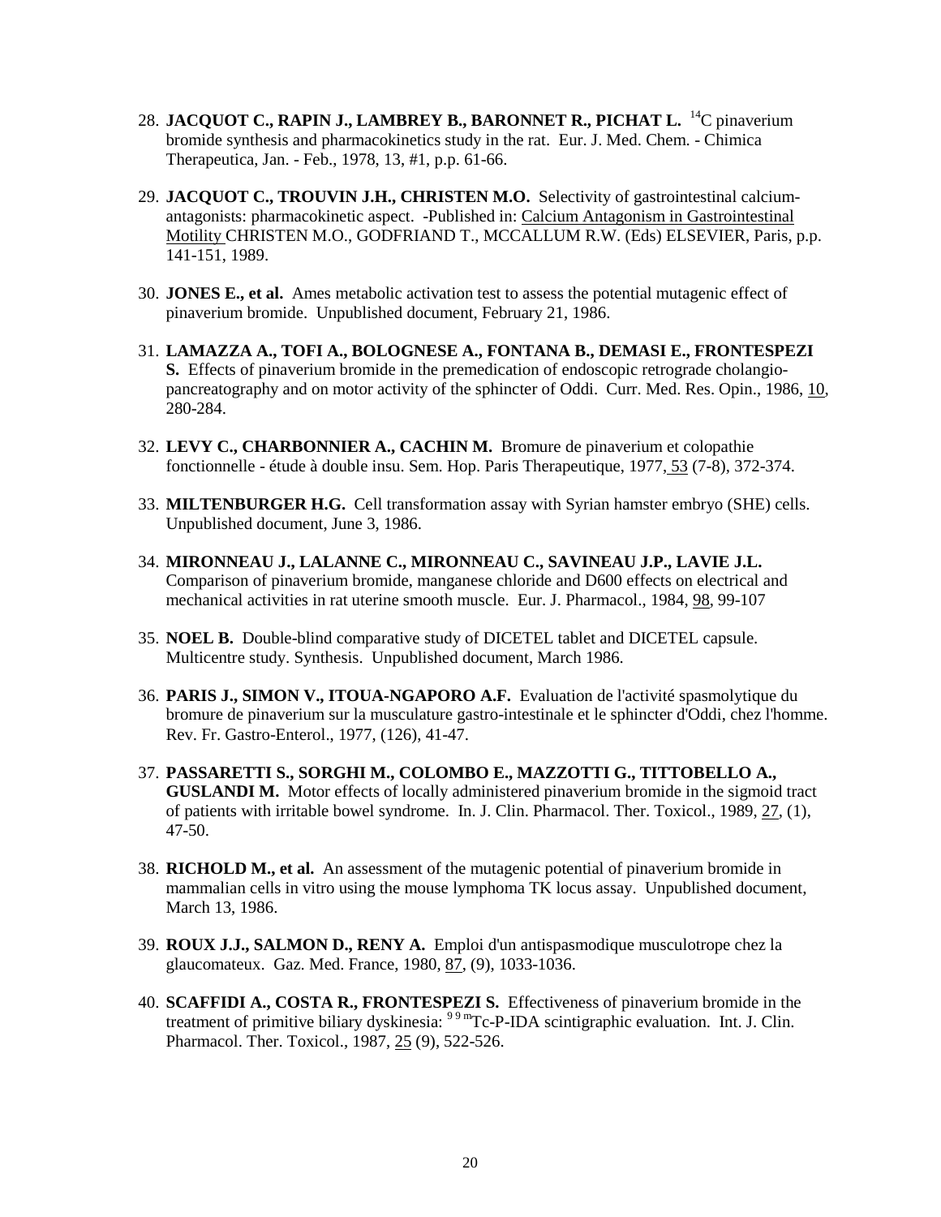28. **JACQUOT C., RAPIN J., LAMBREY B., BARONNET R., PICHAT L.** $^{14}C$ pinaverium bromide synthesis and pharmacokinetics study in the rat. Eur. J. Med. Chem. - Chimica Therapeutica, Jan. - Feb., 1978, 13, #1, p.p. 61-66.

29. **JACQUOT C., TROUVIN J.H., CHRISTEN M.O.** Selectivity of gastrointestinal calcium-antagonists: pharmacokinetic aspect. -Published in: Calcium Antagonism in Gastrointestinal Motility CHRISTEN M.O., GODFRIAND T., MCCALLUM R.W. (Eds) ELSEVIER, Paris, p.p. 141-151, 1989.

30. **JONES E., et al.** Ames metabolic activation test to assess the potential mutagenic effect of pinaverium bromide. Unpublished document, February 21, 1986.

31. **LAMAZZA A., TOFI A., BOLOGNESE A., FONTANA B., DEMASI E., FRONTESPEZI S.** Effects of pinaverium bromide in the premedication of endoscopic retrograde cholangio-pancreatography and on motor activity of the sphincter of Oddi. Curr. Med. Res. Opin., 1986, 10, 280-284.

32. **LEVY C., CHARBONNIER A., CACHIN M.** Bromure de pinaverium et colopathie fonctionnelle - étude à double insu. Sem. Hop. Paris Therapeutique, 1977, 53 (7-8), 372-374.

33. **MILTENBURGER H.G.** Cell transformation assay with Syrian hamster embryo (SHE) cells. Unpublished document, June 3, 1986.

34. **MIRONNEAU J., LALANNE C., MIRONNEAU C., SAVINEAU J.P., LAVIE J.L.** Comparison of pinaverium bromide, manganese chloride and D600 effects on electrical and mechanical activities in rat uterine smooth muscle. Eur. J. Pharmacol., 1984, 98, 99-107

35. **NOEL B.** Double-blind comparative study of DICETEL tablet and DICETEL capsule. Multicentre study. Synthesis. Unpublished document, March 1986.

36. **PARIS J., SIMON V., ITOUA-NGAPORO A.F.** Evaluation de l'activité spasmolytique du bromure de pinaverium sur la musculature gastro-intestinale et le sphincter d'Oddi, chez l'homme. Rev. Fr. Gastro-Enterol., 1977, (126), 41-47.

37. **PASSARETTI S., SORGHI M., COLOMBO E., MAZZOTTI G., TITTOBELLO A., GUSLANDI M.** Motor effects of locally administered pinaverium bromide in the sigmoid tract of patients with irritable bowel syndrome. In. J. Clin. Pharmacol. Ther. Toxicol., 1989, 27, (1), 47-50.

38. **RICHOLD M., et al.** An assessment of the mutagenic potential of pinaverium bromide in mammalian cells in vitro using the mouse lymphoma TK locus assay. Unpublished document, March 13, 1986.

39. **ROUX J.J., SALMON D., RENY A.** Emploi d'un antispasmodique musculotrope chez la glaucomateux. Gaz. Med. France, 1980, 87, (9), 1033-1036.

40. **SCAFFIDI A., COSTA R., FRONTESPEZI S.** Effectiveness of pinaverium bromide in the treatment of primitive biliary dyskinesia: $^{99m}Tc$-P-IDA scintigraphic evaluation. Int. J. Clin. Pharmacol. Ther. Toxicol., 1987, 25 (9), 522-526.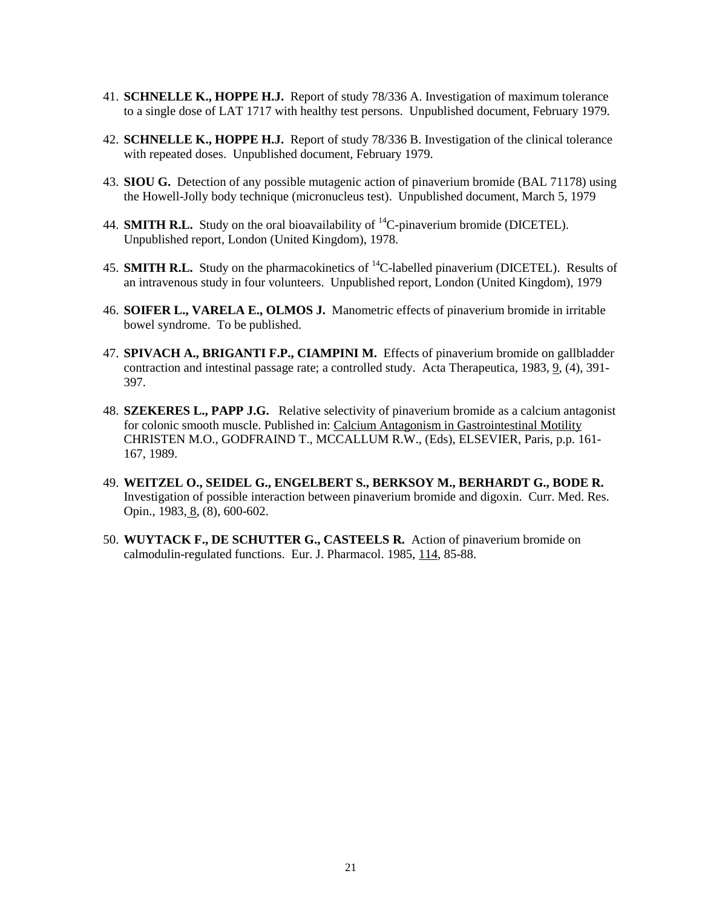41. **SCHNELLE K., HOPPE H.J.** Report of study 78/336 A. Investigation of maximum tolerance to a single dose of LAT 1717 with healthy test persons. Unpublished document, February 1979.

42. **SCHNELLE K., HOPPE H.J.** Report of study 78/336 B. Investigation of the clinical tolerance with repeated doses. Unpublished document, February 1979.

43. **SIOU G.** Detection of any possible mutagenic action of pinaverium bromide (BAL 71178) using the Howell-Jolly body technique (micronucleus test). Unpublished document, March 5, 1979

44. **SMITH R.L.** Study on the oral bioavailability of $^{14}$C-pinaverium bromide (DICETEL). Unpublished report, London (United Kingdom), 1978.

45. **SMITH R.L.** Study on the pharmacokinetics of $^{14}$C-labelled pinaverium (DICETEL). Results of an intravenous study in four volunteers. Unpublished report, London (United Kingdom), 1979

46. **SOIFER L., VARELA E., OLMOS J.** Manometric effects of pinaverium bromide in irritable bowel syndrome. To be published.

47. **SPIVACH A., BRIGANTI F.P., CIAMPINI M.** Effects of pinaverium bromide on gallbladder contraction and intestinal passage rate; a controlled study. Acta Therapeutica, 1983, 9, (4), 391-397.

48. **SZEKERES L., PAPP J.G.** Relative selectivity of pinaverium bromide as a calcium antagonist for colonic smooth muscle. Published in: Calcium Antagonism in Gastrointestinal Motility CHRISTEN M.O., GODFRAIND T., MCCALLUM R.W., (Eds), ELSEVIER, Paris, p.p. 161-167, 1989.

49. **WEITZEL O., SEIDEL G., ENGELBERT S., BERKSOY M., BERHARDT G., BODE R.** Investigation of possible interaction between pinaverium bromide and digoxin. Curr. Med. Res. Opin., 1983, 8, (8), 600-602.

50. **WUYTACK F., DE SCHUTTER G., CASTEELS R.** Action of pinaverium bromide on calmodulin-regulated functions. Eur. J. Pharmacol. 1985, 114, 85-88.